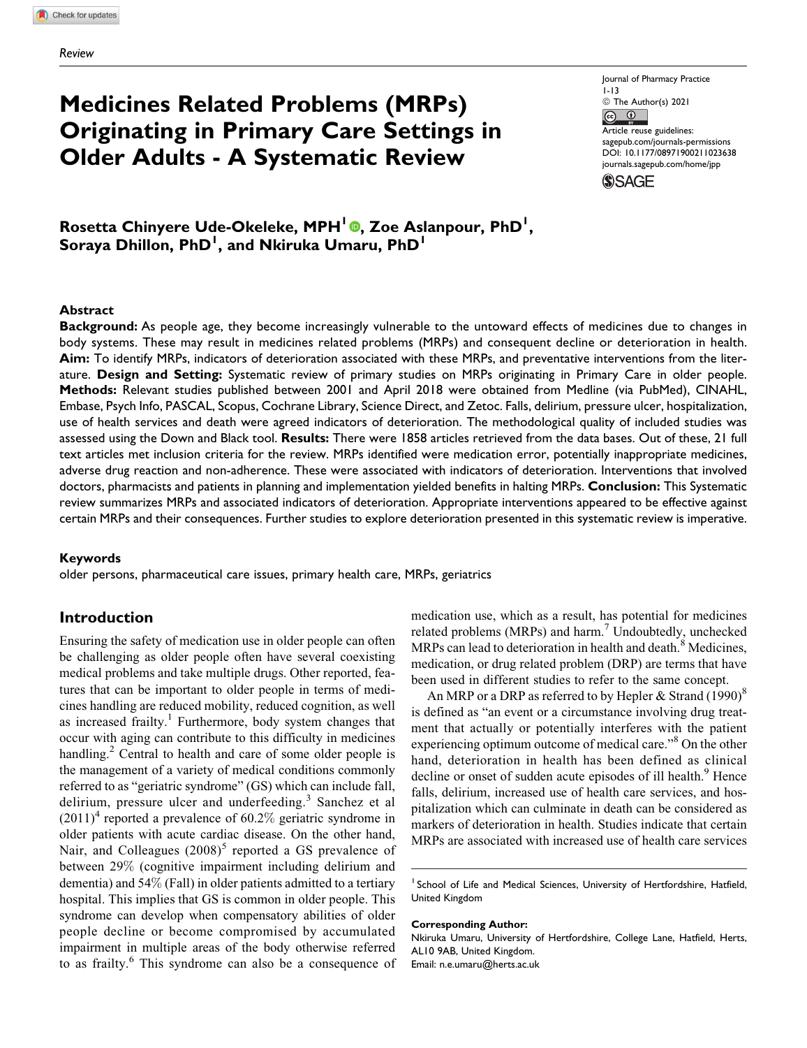Review

# Medicines Related Problems (MRPs) Originating in Primary Care Settings in Older Adults - A Systematic Review

Journal of Pharmacy Practice
© The Author(s) 2021
Article reuse guidelines: sagepub.com/journals-permissions
DOI: 10.1177/08971900211023638
journals.sagepub.com/home/jpp

**Rosetta Chinyere Ude-Okeleke, MPH[1], Zoe Aslanpour, PhD[1], Soraya Dhillon, PhD[1], and Nkiruka Umaru, PhD[1]**

## Abstract

**Background:** As people age, they become increasingly vulnerable to the untoward effects of medicines due to changes in body systems. These may result in medicines related problems (MRPs) and consequent decline or deterioration in health. **Aim:** To identify MRPs, indicators of deterioration associated with these MRPs, and preventative interventions from the literature. **Design and Setting:** Systematic review of primary studies on MRPs originating in Primary Care in older people. **Methods:** Relevant studies published between 2001 and April 2018 were obtained from Medline (via PubMed), CINAHL, Embase, Psych Info, PASCAL, Scopus, Cochrane Library, Science Direct, and Zetoc. Falls, delirium, pressure ulcer, hospitalization, use of health services and death were agreed indicators of deterioration. The methodological quality of included studies was assessed using the Down and Black tool. **Results:** There were 1858 articles retrieved from the data bases. Out of these, 21 full text articles met inclusion criteria for the review. MRPs identified were medication error, potentially inappropriate medicines, adverse drug reaction and non-adherence. These were associated with indicators of deterioration. Interventions that involved doctors, pharmacists and patients in planning and implementation yielded benefits in halting MRPs. **Conclusion:** This Systematic review summarizes MRPs and associated indicators of deterioration. Appropriate interventions appeared to be effective against certain MRPs and their consequences. Further studies to explore deterioration presented in this systematic review is imperative.

### Keywords

older persons, pharmaceutical care issues, primary health care, MRPs, geriatrics

## Introduction

Ensuring the safety of medication use in older people can often be challenging as older people often have several coexisting medical problems and take multiple drugs. Other reported, features that can be important to older people in terms of medicines handling are reduced mobility, reduced cognition, as well as increased frailty.[1] Furthermore, body system changes that occur with aging can contribute to this difficulty in medicines handling.[2] Central to health and care of some older people is the management of a variety of medical conditions commonly referred to as "geriatric syndrome" (GS) which can include fall, delirium, pressure ulcer and underfeeding.[3] Sanchez et al (2011)[4] reported a prevalence of 60.2% geriatric syndrome in older patients with acute cardiac disease. On the other hand, Nair, and Colleagues (2008)[5] reported a GS prevalence of between 29% (cognitive impairment including delirium and dementia) and 54% (Fall) in older patients admitted to a tertiary hospital. This implies that GS is common in older people. This syndrome can develop when compensatory abilities of older people decline or become compromised by accumulated impairment in multiple areas of the body otherwise referred to as frailty.[6] This syndrome can also be a consequence of medication use, which as a result, has potential for medicines related problems (MRPs) and harm.[7] Undoubtedly, unchecked MRPs can lead to deterioration in health and death.[8] Medicines, medication, or drug related problem (DRP) are terms that have been used in different studies to refer to the same concept.

An MRP or a DRP as referred to by Hepler & Strand (1990)[8] is defined as "an event or a circumstance involving drug treatment that actually or potentially interferes with the patient experiencing optimum outcome of medical care."[8] On the other hand, deterioration in health has been defined as clinical decline or onset of sudden acute episodes of ill health.[9] Hence falls, delirium, increased use of health care services, and hospitalization which can culminate in death can be considered as markers of deterioration in health. Studies indicate that certain MRPs are associated with increased use of health care services

[1] School of Life and Medical Sciences, University of Hertfordshire, Hatfield, United Kingdom

**Corresponding Author:**
Nkiruka Umaru, University of Hertfordshire, College Lane, Hatfield, Herts, AL10 9AB, United Kingdom.
Email: n.e.umaru@herts.ac.uk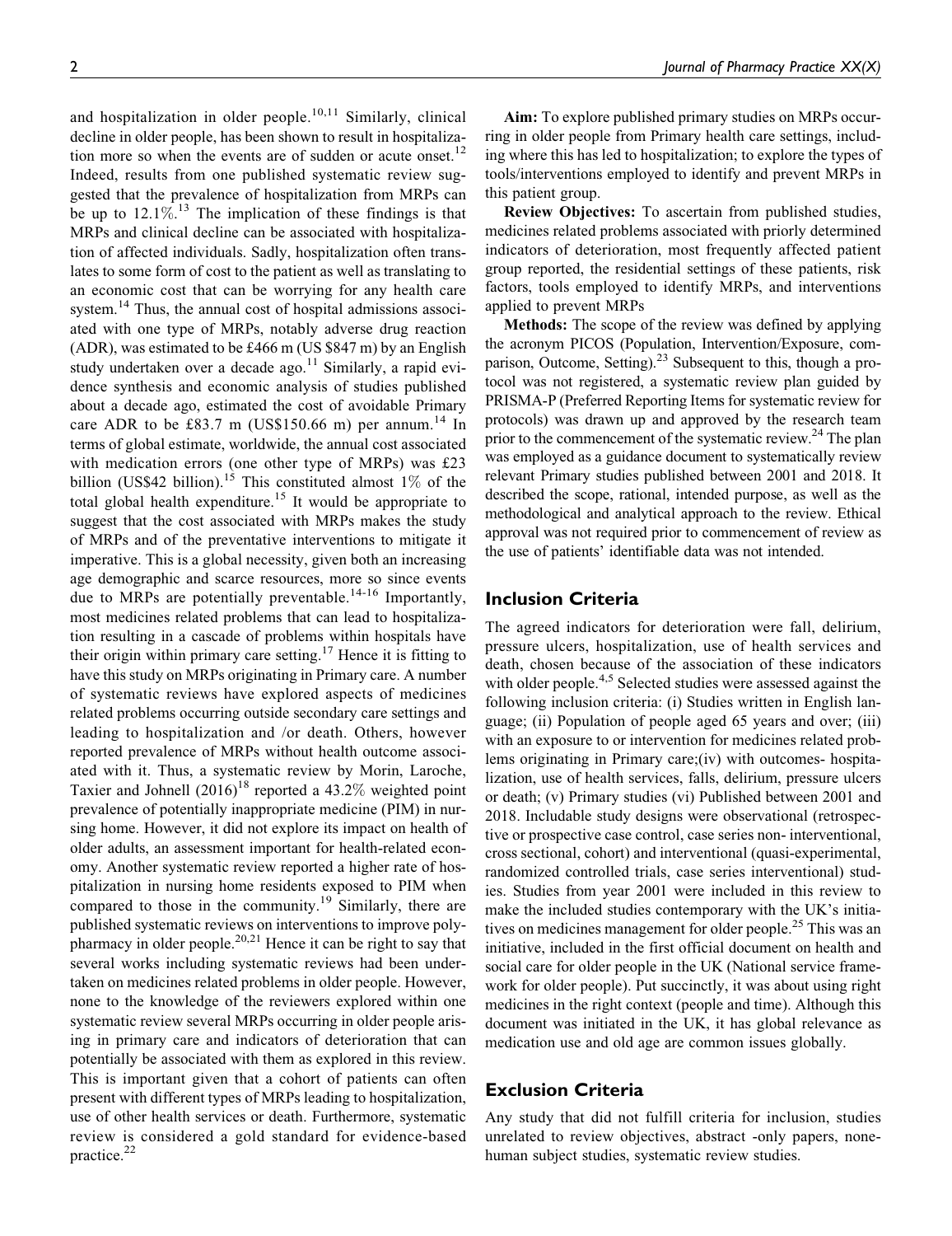and hospitalization in older people.[10,11] Similarly, clinical decline in older people, has been shown to result in hospitalization more so when the events are of sudden or acute onset.[12] Indeed, results from one published systematic review suggested that the prevalence of hospitalization from MRPs can be up to 12.1%.[13] The implication of these findings is that MRPs and clinical decline can be associated with hospitalization of affected individuals. Sadly, hospitalization often translates to some form of cost to the patient as well as translating to an economic cost that can be worrying for any health care system.[14] Thus, the annual cost of hospital admissions associated with one type of MRPs, notably adverse drug reaction (ADR), was estimated to be £466 m (US $847 m) by an English study undertaken over a decade ago.[11] Similarly, a rapid evidence synthesis and economic analysis of studies published about a decade ago, estimated the cost of avoidable Primary care ADR to be £83.7 m (US$150.66 m) per annum.[14] In terms of global estimate, worldwide, the annual cost associated with medication errors (one other type of MRPs) was £23 billion (US$42 billion).[15] This constituted almost 1% of the total global health expenditure.[15] It would be appropriate to suggest that the cost associated with MRPs makes the study of MRPs and of the preventative interventions to mitigate it imperative. This is a global necessity, given both an increasing age demographic and scarce resources, more so since events due to MRPs are potentially preventable.[14-16] Importantly, most medicines related problems that can lead to hospitalization resulting in a cascade of problems within hospitals have their origin within primary care setting.[17] Hence it is fitting to have this study on MRPs originating in Primary care. A number of systematic reviews have explored aspects of medicines related problems occurring outside secondary care settings and leading to hospitalization and /or death. Others, however reported prevalence of MRPs without health outcome associated with it. Thus, a systematic review by Morin, Laroche, Taxier and Johnell (2016)[18] reported a 43.2% weighted point prevalence of potentially inappropriate medicine (PIM) in nursing home. However, it did not explore its impact on health of older adults, an assessment important for health-related economy. Another systematic review reported a higher rate of hospitalization in nursing home residents exposed to PIM when compared to those in the community.[19] Similarly, there are published systematic reviews on interventions to improve polypharmacy in older people.[20,21] Hence it can be right to say that several works including systematic reviews had been undertaken on medicines related problems in older people. However, none to the knowledge of the reviewers explored within one systematic review several MRPs occurring in older people arising in primary care and indicators of deterioration that can potentially be associated with them as explored in this review. This is important given that a cohort of patients can often present with different types of MRPs leading to hospitalization, use of other health services or death. Furthermore, systematic review is considered a gold standard for evidence-based practice.[22]

**Aim:** To explore published primary studies on MRPs occurring in older people from Primary health care settings, including where this has led to hospitalization; to explore the types of tools/interventions employed to identify and prevent MRPs in this patient group.

**Review Objectives:** To ascertain from published studies, medicines related problems associated with priorly determined indicators of deterioration, most frequently affected patient group reported, the residential settings of these patients, risk factors, tools employed to identify MRPs, and interventions applied to prevent MRPs

**Methods:** The scope of the review was defined by applying the acronym PICOS (Population, Intervention/Exposure, comparison, Outcome, Setting).[23] Subsequent to this, though a protocol was not registered, a systematic review plan guided by PRISMA-P (Preferred Reporting Items for systematic review for protocols) was drawn up and approved by the research team prior to the commencement of the systematic review.[24] The plan was employed as a guidance document to systematically review relevant Primary studies published between 2001 and 2018. It described the scope, rational, intended purpose, as well as the methodological and analytical approach to the review. Ethical approval was not required prior to commencement of review as the use of patients' identifiable data was not intended.

## Inclusion Criteria

The agreed indicators for deterioration were fall, delirium, pressure ulcers, hospitalization, use of health services and death, chosen because of the association of these indicators with older people.[4,5] Selected studies were assessed against the following inclusion criteria: (i) Studies written in English language; (ii) Population of people aged 65 years and over; (iii) with an exposure to or intervention for medicines related problems originating in Primary care;(iv) with outcomes- hospitalization, use of health services, falls, delirium, pressure ulcers or death; (v) Primary studies (vi) Published between 2001 and 2018. Includable study designs were observational (retrospective or prospective case control, case series non- interventional, cross sectional, cohort) and interventional (quasi-experimental, randomized controlled trials, case series interventional) studies. Studies from year 2001 were included in this review to make the included studies contemporary with the UK's initiatives on medicines management for older people.[25] This was an initiative, included in the first official document on health and social care for older people in the UK (National service framework for older people). Put succinctly, it was about using right medicines in the right context (people and time). Although this document was initiated in the UK, it has global relevance as medication use and old age are common issues globally.

## Exclusion Criteria

Any study that did not fulfill criteria for inclusion, studies unrelated to review objectives, abstract -only papers, none-human subject studies, systematic review studies.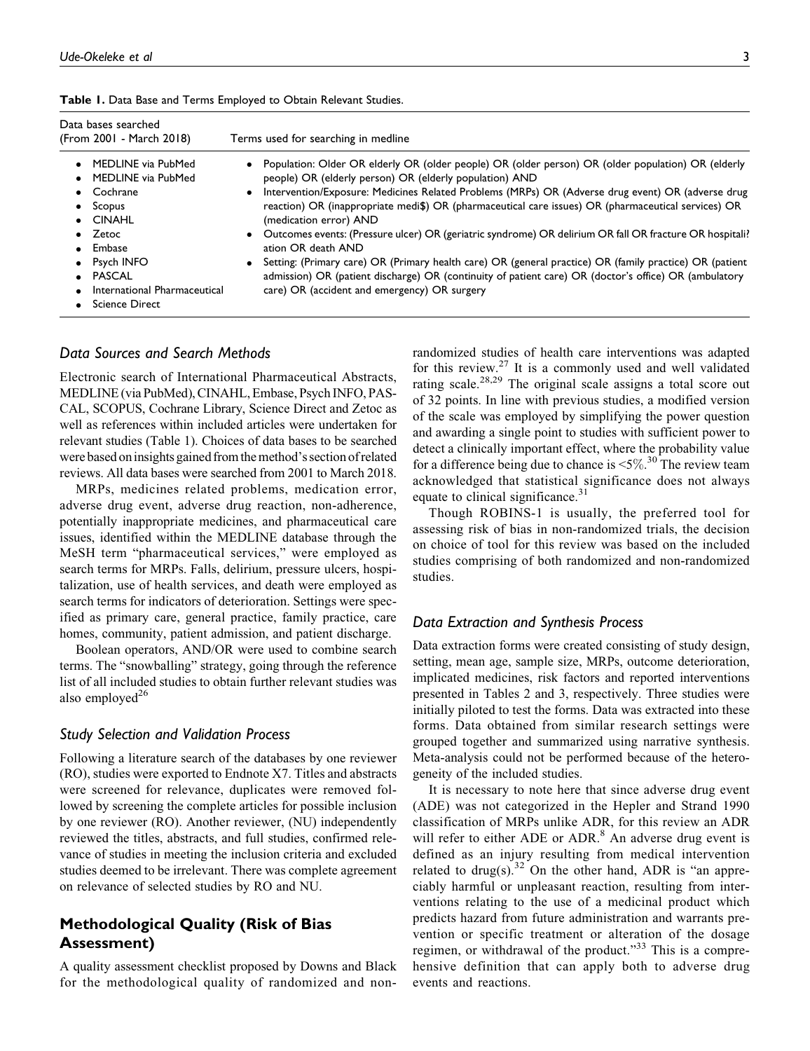**Table 1.** Data Base and Terms Employed to Obtain Relevant Studies.

| Data bases searched (From 2001 - March 2018) | Terms used for searching in medline |
|---|---|
| • MEDLINE via PubMed<br>• MEDLINE via PubMed<br>• Cochrane<br>• Scopus<br>• CINAHL<br>• Zetoc<br>• Embase<br>• Psych INFO<br>• PASCAL<br>• International Pharmaceutical<br>• Science Direct | • Population: Older OR elderly OR (older people) OR (older person) OR (older population) OR (elderly people) OR (elderly person) OR (elderly population) AND<br>• Intervention/Exposure: Medicines Related Problems (MRPs) OR (Adverse drug event) OR (adverse drug reaction) OR (inappropriate medi$) OR (pharmaceutical care issues) OR (pharmaceutical services) OR (medication error) AND<br>• Outcomes events: (Pressure ulcer) OR (geriatric syndrome) OR delirium OR fall OR fracture OR hospitali?ation OR death AND<br>• Setting: (Primary care) OR (Primary health care) OR (general practice) OR (family practice) OR (patient admission) OR (patient discharge) OR (continuity of patient care) OR (doctor's office) OR (ambulatory care) OR (accident and emergency) OR surgery |

### Data Sources and Search Methods

Electronic search of International Pharmaceutical Abstracts, MEDLINE (via PubMed), CINAHL, Embase, Psych INFO, PASCAL, SCOPUS, Cochrane Library, Science Direct and Zetoc as well as references within included articles were undertaken for relevant studies (Table 1). Choices of data bases to be searched were based on insights gained from the method's section of related reviews. All data bases were searched from 2001 to March 2018.

MRPs, medicines related problems, medication error, adverse drug event, adverse drug reaction, non-adherence, potentially inappropriate medicines, and pharmaceutical care issues, identified within the MEDLINE database through the MeSH term "pharmaceutical services," were employed as search terms for MRPs. Falls, delirium, pressure ulcers, hospitalization, use of health services, and death were employed as search terms for indicators of deterioration. Settings were specified as primary care, general practice, family practice, care homes, community, patient admission, and patient discharge.

Boolean operators, AND/OR were used to combine search terms. The "snowballing" strategy, going through the reference list of all included studies to obtain further relevant studies was also employed[26]

### Study Selection and Validation Process

Following a literature search of the databases by one reviewer (RO), studies were exported to Endnote X7. Titles and abstracts were screened for relevance, duplicates were removed followed by screening the complete articles for possible inclusion by one reviewer (RO). Another reviewer, (NU) independently reviewed the titles, abstracts, and full studies, confirmed relevance of studies in meeting the inclusion criteria and excluded studies deemed to be irrelevant. There was complete agreement on relevance of selected studies by RO and NU.

## Methodological Quality (Risk of Bias Assessment)

A quality assessment checklist proposed by Downs and Black for the methodological quality of randomized and non-randomized studies of health care interventions was adapted for this review.[27] It is a commonly used and well validated rating scale.[28,29] The original scale assigns a total score out of 32 points. In line with previous studies, a modified version of the scale was employed by simplifying the power question and awarding a single point to studies with sufficient power to detect a clinically important effect, where the probability value for a difference being due to chance is <5%.[30] The review team acknowledged that statistical significance does not always equate to clinical significance.[31]

Though ROBINS-1 is usually, the preferred tool for assessing risk of bias in non-randomized trials, the decision on choice of tool for this review was based on the included studies comprising of both randomized and non-randomized studies.

### Data Extraction and Synthesis Process

Data extraction forms were created consisting of study design, setting, mean age, sample size, MRPs, outcome deterioration, implicated medicines, risk factors and reported interventions presented in Tables 2 and 3, respectively. Three studies were initially piloted to test the forms. Data was extracted into these forms. Data obtained from similar research settings were grouped together and summarized using narrative synthesis. Meta-analysis could not be performed because of the heterogeneity of the included studies.

It is necessary to note here that since adverse drug event (ADE) was not categorized in the Hepler and Strand 1990 classification of MRPs unlike ADR, for this review an ADR will refer to either ADE or ADR.[8] An adverse drug event is defined as an injury resulting from medical intervention related to drug(s).[32] On the other hand, ADR is "an appreciably harmful or unpleasant reaction, resulting from interventions relating to the use of a medicinal product which predicts hazard from future administration and warrants prevention or specific treatment or alteration of the dosage regimen, or withdrawal of the product."[33] This is a comprehensive definition that can apply both to adverse drug events and reactions.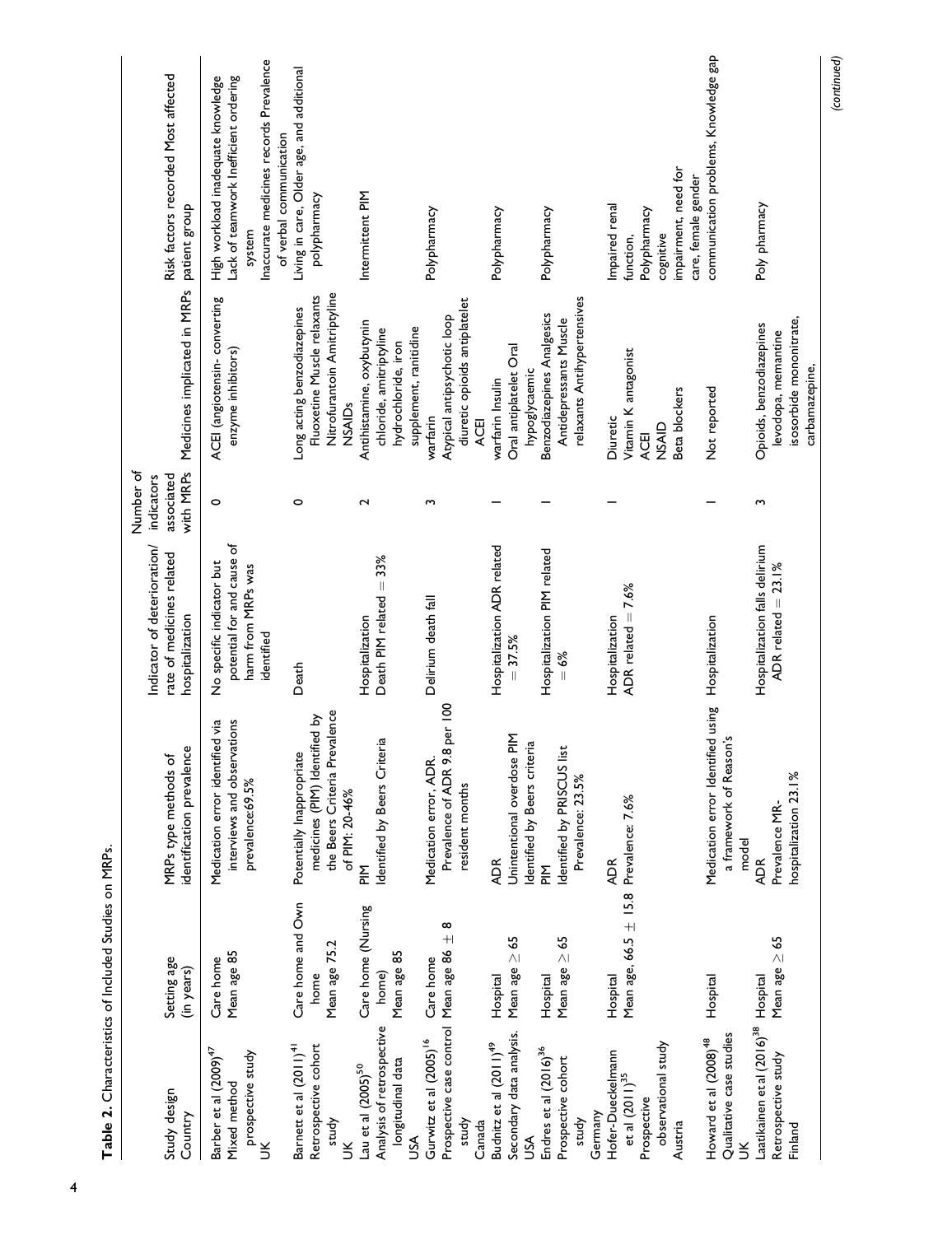**Table 2.** Characteristics of Included Studies on MRPs.

| Study design Country | Setting age (in years) | MRPs type methods of identification prevalence | Indicator of deterioration/ rate of medicines related hospitalization | Number of indicators associated with MRPs | Medicines implicated in MRPs | Risk factors recorded Most affected patient group |
|---|---|---|---|---|---|---|
| Barber et al (2009)[47] Mixed method prospective study UK | Care home Mean age 85 | Medication error identified via interviews and observations prevalence:69.5% | No specific indicator but potential for and cause of harm from MRPs was identified | 0 | ACEI (angiotensin- converting enzyme inhibitors) | High workload inadequate knowledge Lack of teamwork Inefficient ordering system Inaccurate medicines records Prevalence of verbal communication |
| Barnett et al (2011)[41] Retrospective cohort study UK | Care home and Own home Mean age 75.2 | Potentially Inappropriate medicines (PIM) Identified by the Beers Criteria Prevalence of PIM: 20-46% | Death | 0 | Long acting benzodiazepines Fluoxetine Muscle relaxants Nitrofurantoin Amitriptyline NSAIDs | Living in care, Older age, and additional polypharmacy |
| Lau et al (2005)[50] Analysis of retrospective longitudinal data USA | Care home (Nursing home) Mean age 85 | PIM Identified by Beers Criteria | Hospitalization Death PIM related = 33% | 2 | Antihistamine, oxybutynin chloride, amitriptyline hydrochloride, iron supplement, ranitidine | Intermittent PIM |
| Gurwitz et al (2005)[16] Prospective case control study Canada | Care home Mean age 86 ± 8 | Medication error, ADR. Prevalence of ADR 9.8 per 100 resident months | Delirium death fall | 3 | warfarin Atypical antipsychotic loop diuretic opioids antiplatelet ACEI | Polypharmacy |
| Budnitz et al (2011)[49] Secondary data analysis. USA | Hospital Mean age ≥ 65 | ADR Unintentional overdose PIM Identified by Beers criteria | Hospitalization ADR related = 37.5% | 1 | warfarin Insulin Oral antiplatelet Oral hypoglycaemic | Polypharmacy |
| Endres et al (2016)[36] Prospective cohort study Germany | Hospital Mean age ≥ 65 | PIM Identified by PRISCUS list Prevalence: 23.5% | Hospitalization PIM related = 6% | 1 | Benzodiazepines Analgesics Antidepressants Muscle relaxants Antihypertensives | Polypharmacy |
| Hofer-Dueckelmann et al (2011)[35] Prospective observational study Austria | Hospital Mean age, 66.5 ± 15.8 | ADR Prevalence: 7.6% | Hospitalization ADR related = 7.6% | 1 | Diuretic Vitamin K antagonist ACEI NSAID Beta blockers | Impaired renal function, Polypharmacy cognitive impairment, need for care, female gender |
| Howard et al (2008)[48] Qualitative case studies UK | Hospital | Medication error Identified using a framework of Reason's model | Hospitalization | 1 | Not reported | communication problems, Knowledge gap |
| Laatikainen et al (2016)[38] Retrospective study Finland | Hospital Mean age ≥ 65 | ADR Prevalence MR- hospitalization 23.1% | Hospitalization falls delirium ADR related = 23.1% | 3 | Opioids, benzodiazepines levodopa, memantine isosorbide mononitrate, carbamazepine, | Poly pharmacy |

(continued)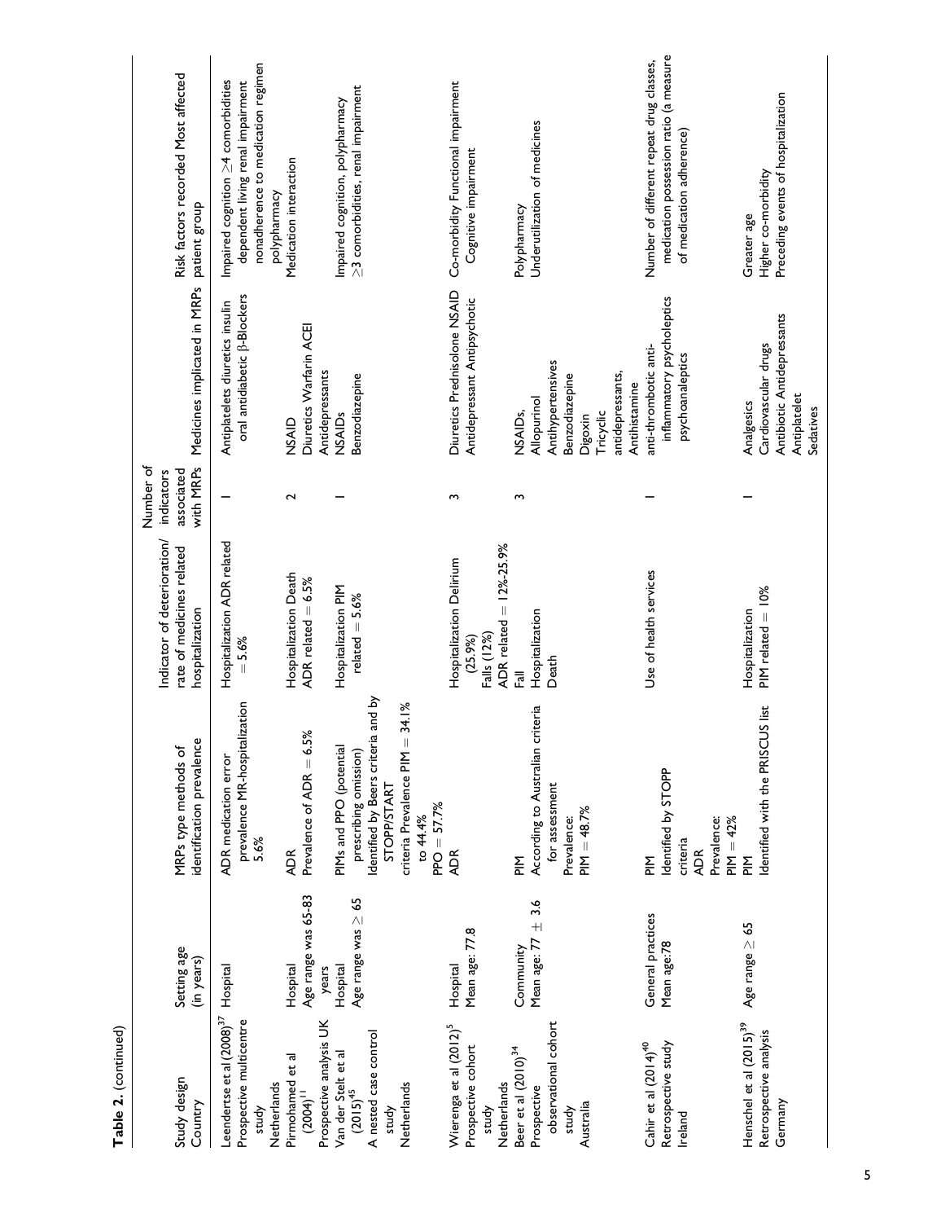**Table 2.** (continued)

| Study design Country | Setting age (in years) | MRPs type methods of identification prevalence | Indicator of deterioration/ rate of medicines related hospitalization | Number of indicators associated with MRPs | Medicines implicated in MRPs | Risk factors recorded Most affected patient group |
|---|---|---|---|---|---|---|
| Leendertse et al (2008)[37] Prospective multicentre study Netherlands | Hospital | ADR medication error prevalence MR-hospitalization 5.6% | Hospitalization ADR related = 5.6% | 1 | Antiplatelets diuretics insulin oral antidiabetic β-Blockers | Impaired cognition ≥4 comorbidities dependent living renal impairment nonadherence to medication regimen polypharmacy |
| Pirmohamed et al (2004)[11] Prospective analysis UK | Hospital Age range was 65-83 years | ADR Prevalence of ADR = 6.5% | Hospitalization Death ADR related = 6.5% | 2 | NSAID Diuretics Warfarin ACEI Antidepressants | Medication interaction |
| Van der Stelt et al (2015)[45] A nested case control study Netherlands | Hospital Age range was ≥ 65 | PIMs and PPO (potential prescribing omission) Identified by Beers criteria and by STOPP/START criteria Prevalence PIM = 34.1% to 44.4% PPO = 57.7% | Hospitalization PIM related = 5.6% | 1 | NSAIDs Benzodiazepine | Impaired cognition, polypharmacy ≥3 comorbidities, renal impairment |
| Wierenga et al (2012)[5] Prospective cohort study Netherlands | Hospital Mean age: 77.8 | ADR | Hospitalization Delirium (25.9%) Falls (12%) ADR related = 12%-25.9% | 3 | Diuretics Prednisolone NSAID Antidepressant Antipsychotic | Co-morbidity Functional impairment Cognitive impairment |
| Beer et al (2010)[34] Prospective observational cohort study Australia | Community Mean age: 77 ± 3.6 | PIM According to Australian criteria for assessment Prevalence: PIM = 48.7% | Fall Hospitalization Death | 3 | NSAIDs, Allopurinol Antihypertensives Benzodiazepine Digoxin Tricyclic antidepressants, Antihistamine | Polypharmacy Underutilization of medicines |
| Cahir et al (2014)[40] Retrospective study Ireland | General practices Mean age:78 | PIM Identified by STOPP criteria ADR Prevalence: PIM = 42% | Use of health services | 1 | anti-thrombotic anti-inflammatory psycholeptics psychoanaleptics | Number of different repeat drug classes, medication possession ratio (a measure of medication adherence) |
| Henschel et al (2015)[39] Retrospective analysis Germany | Age range ≥ 65 | PIM Identified with the PRISCUS list | Hospitalization PIM related = 10% | 1 | Analgesics Cardiovascular drugs Antibiotic Antidepressants Antiplatelet Sedatives | Greater age Higher co-morbidity Preceding events of hospitalization |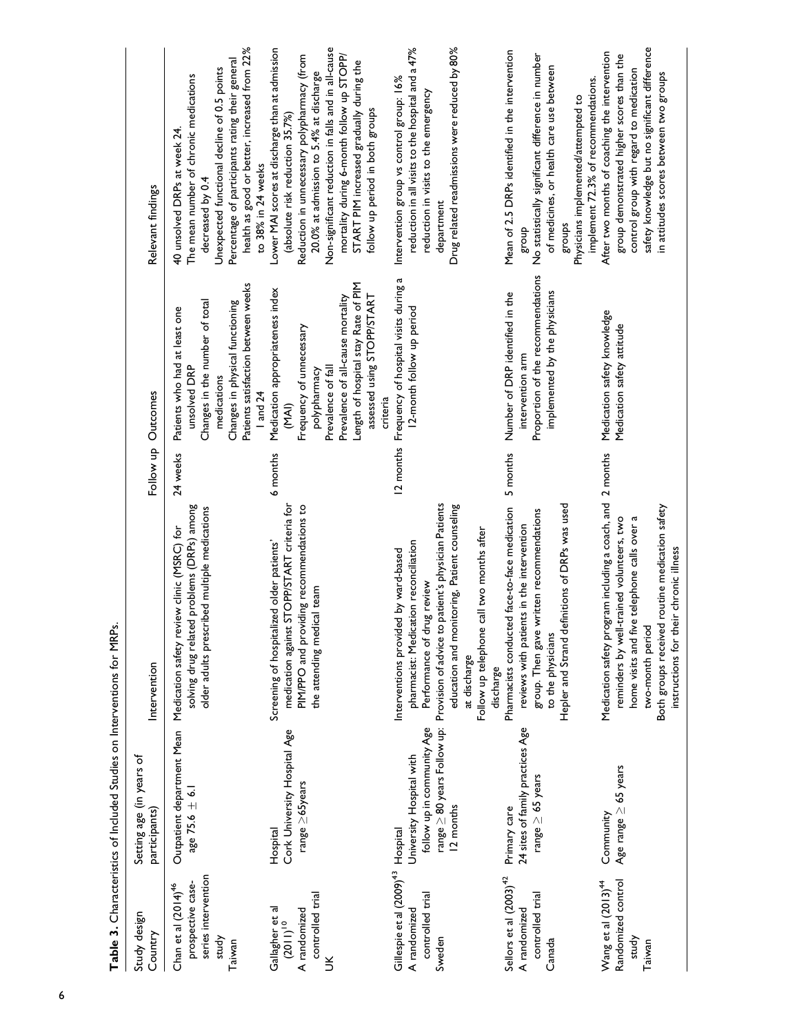**Table 3.** Characteristics of Included Studies on Interventions for MRPs.

| Study design Country | Setting age (in years of participants) | Intervention | Follow up | Outcomes | Relevant findings |
|---|---|---|---|---|---|
| Chan et al (2014)[46] prospective case-series intervention study Taiwan | Outpatient department Mean age 75.6 ± 6.1 | Medication safety review clinic (MSRC) for solving drug related problems (DRPs) among older adults prescribed multiple medications | 24 weeks | Patients who had at least one unsolved DRP<br>Changes in the number of total medications<br>Changes in physical functioning<br>Patients satisfaction between weeks 1 and 24 | 40 unsolved DRPs at week 24.<br>The mean number of chronic medications decreased by 0.4<br>Unexpected functional decline of 0.5 points<br>Percentage of participants rating their general health as good or better, increased from 22% to 38% in 24 weeks |
| Gallagher et al (2011)[10] A randomized controlled trial UK | Hospital Cork University Hospital Age range ≥65years | Screening of hospitalized older patients' medication against STOPP/START criteria for PIM/PPO and providing recommendations to the attending medical team | 6 months | Medication appropriateness index (MAI)<br>Frequency of unnecessary polypharmacy<br>Prevalence of fall<br>Prevalence of all-cause mortality<br>Length of hospital stay Rate of PIM assessed using STOPP/START criteria | Lower MAI scores at discharge than at admission (absolute risk reduction 35.7%)<br>Reduction in unnecessary polypharmacy (from 20.0% at admission to 5.4% at discharge<br>Non-significant reduction in falls and in all-cause mortality during 6-month follow up STOPP/START PIM increased gradually during the follow up period in both groups |
| Gillespie et al (2009)[43] A randomized controlled trial Sweden | Hospital University Hospital with follow up in community Age range ≥ 80 years Follow up: 12 months | Interventions provided by ward-based pharmacist: Medication reconciliation<br>Performance of drug review<br>Provision of advice to patient's physician Patients education and monitoring, Patient counseling at discharge<br>Follow up telephone call two months after discharge | 12 months | Frequency of hospital visits during a 12-month follow up period | Intervention group vs control group: 16% reduction in all visits to the hospital and a 47% reduction in visits to the emergency department<br>Drug related readmissions were reduced by 80% |
| Sellors et al (2003)[42] A randomized controlled trial Canada | Primary care 24 sites of family practices Age range ≥ 65 years | Pharmacists conducted face-to-face medication reviews with patients in the intervention group. Then gave written recommendations to the physicians<br>Hepler and Strand definitions of DRPs was used | 5 months | Number of DRP identified in the intervention arm<br>Proportion of the recommendations implemented by the physicians | Mean of 2.5 DRPs identified in the intervention group<br>No statistically significant difference in number of medicines, or health care use between groups<br>Physicians implemented/attempted to implement 72.3% of recommendations. |
| Wang et al (2013)[44] Randomized control study Taiwan | Community Age range ≥ 65 years | Medication safety program including a coach, and reminders by well-trained volunteers, two home visits and five telephone calls over a two-month period<br>Both groups received routine medication safety instructions for their chronic illness | 2 months | Medication safety knowledge<br>Medication safety attitude | After two months of coaching the intervention group demonstrated higher scores than the control group with regard to medication safety knowledge but no significant difference in attitudes scores between two groups |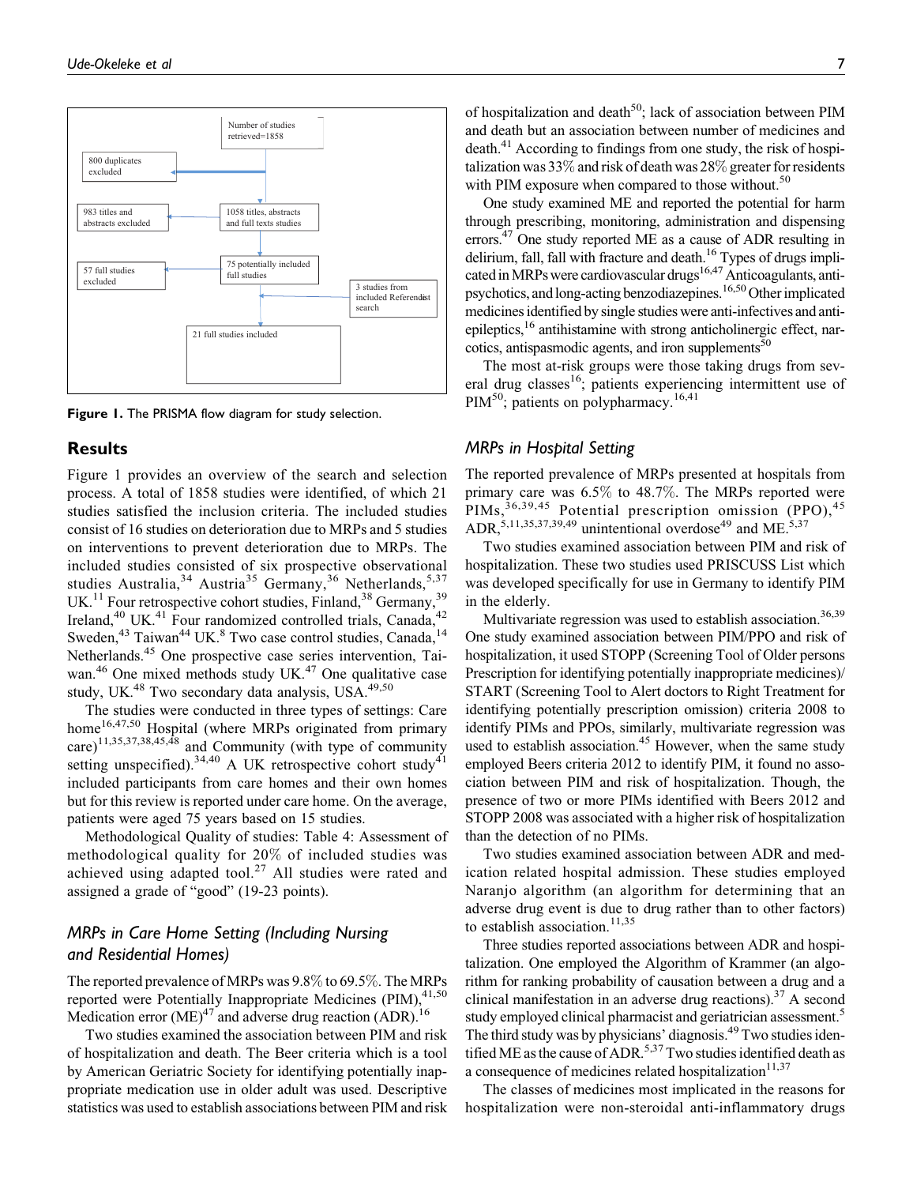Figure 1. The PRISMA flow diagram for study selection.

## Results

Figure 1 provides an overview of the search and selection process. A total of 1858 studies were identified, of which 21 studies satisfied the inclusion criteria. The included studies consist of 16 studies on deterioration due to MRPs and 5 studies on interventions to prevent deterioration due to MRPs. The included studies consisted of six prospective observational studies Australia,[34] Austria[35] Germany,[36] Netherlands,[5,37] UK.[11] Four retrospective cohort studies, Finland,[38] Germany,[39] Ireland,[40] UK.[41] Four randomized controlled trials, Canada,[42] Sweden,[43] Taiwan[44] UK.[8] Two case control studies, Canada,[14] Netherlands.[45] One prospective case series intervention, Taiwan.[46] One mixed methods study UK.[47] One qualitative case study, UK.[48] Two secondary data analysis, USA.[49,50]

The studies were conducted in three types of settings: Care home[16,47,50] Hospital (where MRPs originated from primary care)[11,35,37,38,45,48] and Community (with type of community setting unspecified).[34,40] A UK retrospective cohort study[41] included participants from care homes and their own homes but for this review is reported under care home. On the average, patients were aged 75 years based on 15 studies.

Methodological Quality of studies: Table 4: Assessment of methodological quality for 20% of included studies was achieved using adapted tool.[27] All studies were rated and assigned a grade of "good" (19-23 points).

### MRPs in Care Home Setting (Including Nursing and Residential Homes)

The reported prevalence of MRPs was 9.8% to 69.5%. The MRPs reported were Potentially Inappropriate Medicines (PIM),[41,50] Medication error (ME)[47] and adverse drug reaction (ADR).[16]

Two studies examined the association between PIM and risk of hospitalization and death. The Beer criteria which is a tool by American Geriatric Society for identifying potentially inappropriate medication use in older adult was used. Descriptive statistics was used to establish associations between PIM and risk of hospitalization and death[50]; lack of association between PIM and death but an association between number of medicines and death.[41] According to findings from one study, the risk of hospitalization was 33% and risk of death was 28% greater for residents with PIM exposure when compared to those without.[50]

One study examined ME and reported the potential for harm through prescribing, monitoring, administration and dispensing errors.[47] One study reported ME as a cause of ADR resulting in delirium, fall, fall with fracture and death.[16] Types of drugs implicated in MRPs were cardiovascular drugs[16,47] Anticoagulants, antipsychotics, and long-acting benzodiazepines.[16,50] Other implicated medicines identified by single studies were anti-infectives and antiepileptics,[16] antihistamine with strong anticholinergic effect, narcotics, antispasmodic agents, and iron supplements[50]

The most at-risk groups were those taking drugs from several drug classes[16]; patients experiencing intermittent use of PIM[50]; patients on polypharmacy.[16,41]

### MRPs in Hospital Setting

The reported prevalence of MRPs presented at hospitals from primary care was 6.5% to 48.7%. The MRPs reported were PIMs,[36,39,45] Potential prescription omission (PPO),[45] ADR,[5,11,35,37,39,49] unintentional overdose[49] and ME.[5,37]

Two studies examined association between PIM and risk of hospitalization. These two studies used PRISCUSS List which was developed specifically for use in Germany to identify PIM in the elderly.

Multivariate regression was used to establish association.[36,39] One study examined association between PIM/PPO and risk of hospitalization, it used STOPP (Screening Tool of Older persons Prescription for identifying potentially inappropriate medicines)/START (Screening Tool to Alert doctors to Right Treatment for identifying potentially prescription omission) criteria 2008 to identify PIMs and PPOs, similarly, multivariate regression was used to establish association.[45] However, when the same study employed Beers criteria 2012 to identify PIM, it found no association between PIM and risk of hospitalization. Though, the presence of two or more PIMs identified with Beers 2012 and STOPP 2008 was associated with a higher risk of hospitalization than the detection of no PIMs.

Two studies examined association between ADR and medication related hospital admission. These studies employed Naranjo algorithm (an algorithm for determining that an adverse drug event is due to drug rather than to other factors) to establish association.[11,35]

Three studies reported associations between ADR and hospitalization. One employed the Algorithm of Krammer (an algorithm for ranking probability of causation between a drug and a clinical manifestation in an adverse drug reactions).[37] A second study employed clinical pharmacist and geriatrician assessment.[5] The third study was by physicians' diagnosis.[49] Two studies identified ME as the cause of ADR.[5,37] Two studies identified death as a consequence of medicines related hospitalization[11,37]

The classes of medicines most implicated in the reasons for hospitalization were non-steroidal anti-inflammatory drugs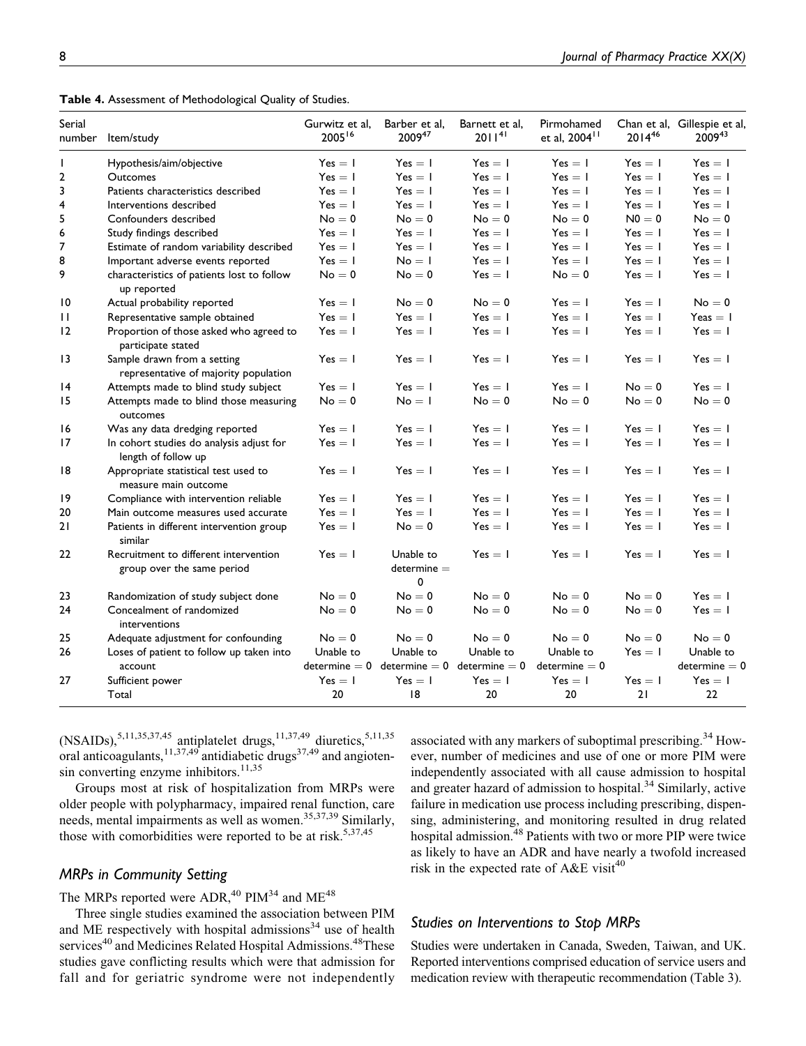**Table 4.** Assessment of Methodological Quality of Studies.

| Serial number | Item/study | Gurwitz et al, 2005[16] | Barber et al, 2009[47] | Barnett et al, 2011[41] | Pirmohamed et al, 2004[11] | Chan et al, 2014[46] | Gillespie et al, 2009[43] |
|---|---|---|---|---|---|---|---|
| 1 | Hypothesis/aim/objective | Yes = 1 | Yes = 1 | Yes = 1 | Yes = 1 | Yes = 1 | Yes = 1 |
| 2 | Outcomes | Yes = 1 | Yes = 1 | Yes = 1 | Yes = 1 | Yes = 1 | Yes = 1 |
| 3 | Patients characteristics described | Yes = 1 | Yes = 1 | Yes = 1 | Yes = 1 | Yes = 1 | Yes = 1 |
| 4 | Interventions described | Yes = 1 | Yes = 1 | Yes = 1 | Yes = 1 | Yes = 1 | Yes = 1 |
| 5 | Confounders described | No = 0 | No = 0 | No = 0 | No = 0 | N0 = 0 | No = 0 |
| 6 | Study findings described | Yes = 1 | Yes = 1 | Yes = 1 | Yes = 1 | Yes = 1 | Yes = 1 |
| 7 | Estimate of random variability described | Yes = 1 | Yes = 1 | Yes = 1 | Yes = 1 | Yes = 1 | Yes = 1 |
| 8 | Important adverse events reported | Yes = 1 | No = 1 | Yes = 1 | Yes = 1 | Yes = 1 | Yes = 1 |
| 9 | characteristics of patients lost to follow up reported | No = 0 | No = 0 | Yes = 1 | No = 0 | Yes = 1 | Yes = 1 |
| 10 | Actual probability reported | Yes = 1 | No = 0 | No = 0 | Yes = 1 | Yes = 1 | No = 0 |
| 11 | Representative sample obtained | Yes = 1 | Yes = 1 | Yes = 1 | Yes = 1 | Yes = 1 | Yeas = 1 |
| 12 | Proportion of those asked who agreed to participate stated | Yes = 1 | Yes = 1 | Yes = 1 | Yes = 1 | Yes = 1 | Yes = 1 |
| 13 | Sample drawn from a setting representative of majority population | Yes = 1 | Yes = 1 | Yes = 1 | Yes = 1 | Yes = 1 | Yes = 1 |
| 14 | Attempts made to blind study subject | Yes = 1 | Yes = 1 | Yes = 1 | Yes = 1 | No = 0 | Yes = 1 |
| 15 | Attempts made to blind those measuring outcomes | No = 0 | No = 1 | No = 0 | No = 0 | No = 0 | No = 0 |
| 16 | Was any data dredging reported | Yes = 1 | Yes = 1 | Yes = 1 | Yes = 1 | Yes = 1 | Yes = 1 |
| 17 | In cohort studies do analysis adjust for length of follow up | Yes = 1 | Yes = 1 | Yes = 1 | Yes = 1 | Yes = 1 | Yes = 1 |
| 18 | Appropriate statistical test used to measure main outcome | Yes = 1 | Yes = 1 | Yes = 1 | Yes = 1 | Yes = 1 | Yes = 1 |
| 19 | Compliance with intervention reliable | Yes = 1 | Yes = 1 | Yes = 1 | Yes = 1 | Yes = 1 | Yes = 1 |
| 20 | Main outcome measures used accurate | Yes = 1 | Yes = 1 | Yes = 1 | Yes = 1 | Yes = 1 | Yes = 1 |
| 21 | Patients in different intervention group similar | Yes = 1 | No = 0 | Yes = 1 | Yes = 1 | Yes = 1 | Yes = 1 |
| 22 | Recruitment to different intervention group over the same period | Yes = 1 | Unable to determine = 0 | Yes = 1 | Yes = 1 | Yes = 1 | Yes = 1 |
| 23 | Randomization of study subject done | No = 0 | No = 0 | No = 0 | No = 0 | No = 0 | Yes = 1 |
| 24 | Concealment of randomized interventions | No = 0 | No = 0 | No = 0 | No = 0 | No = 0 | Yes = 1 |
| 25 | Adequate adjustment for confounding | No = 0 | No = 0 | No = 0 | No = 0 | No = 0 | No = 0 |
| 26 | Loses of patient to follow up taken into account | Unable to determine = 0 | Unable to determine = 0 | Unable to determine = 0 | Unable to determine = 0 | Yes = 1 | Unable to determine = 0 |
| 27 | Sufficient power | Yes = 1 | Yes = 1 | Yes = 1 | Yes = 1 | Yes = 1 | Yes = 1 |
| | Total | 20 | 18 | 20 | 20 | 21 | 22 |

(NSAIDs),[5,11,35,37,45] antiplatelet drugs,[11,37,49] diuretics,[5,11,35] oral anticoagulants,[11,37,49] antidiabetic drugs[37,49] and angiotensin converting enzyme inhibitors.[11,35]

Groups most at risk of hospitalization from MRPs were older people with polypharmacy, impaired renal function, care needs, mental impairments as well as women.[35,37,39] Similarly, those with comorbidities were reported to be at risk.[5,37,45]

## *MRPs in Community Setting*

The MRPs reported were ADR,[40] PIM[34] and ME[48]

Three single studies examined the association between PIM and ME respectively with hospital admissions[34] use of health services[40] and Medicines Related Hospital Admissions.[48]These studies gave conflicting results which were that admission for fall and for geriatric syndrome were not independently associated with any markers of suboptimal prescribing.[34] However, number of medicines and use of one or more PIM were independently associated with all cause admission to hospital and greater hazard of admission to hospital.[34] Similarly, active failure in medication use process including prescribing, dispensing, administering, and monitoring resulted in drug related hospital admission.[48] Patients with two or more PIP were twice as likely to have an ADR and have nearly a twofold increased risk in the expected rate of A&E visit[40]

## *Studies on Interventions to Stop MRPs*

Studies were undertaken in Canada, Sweden, Taiwan, and UK. Reported interventions comprised education of service users and medication review with therapeutic recommendation (Table 3).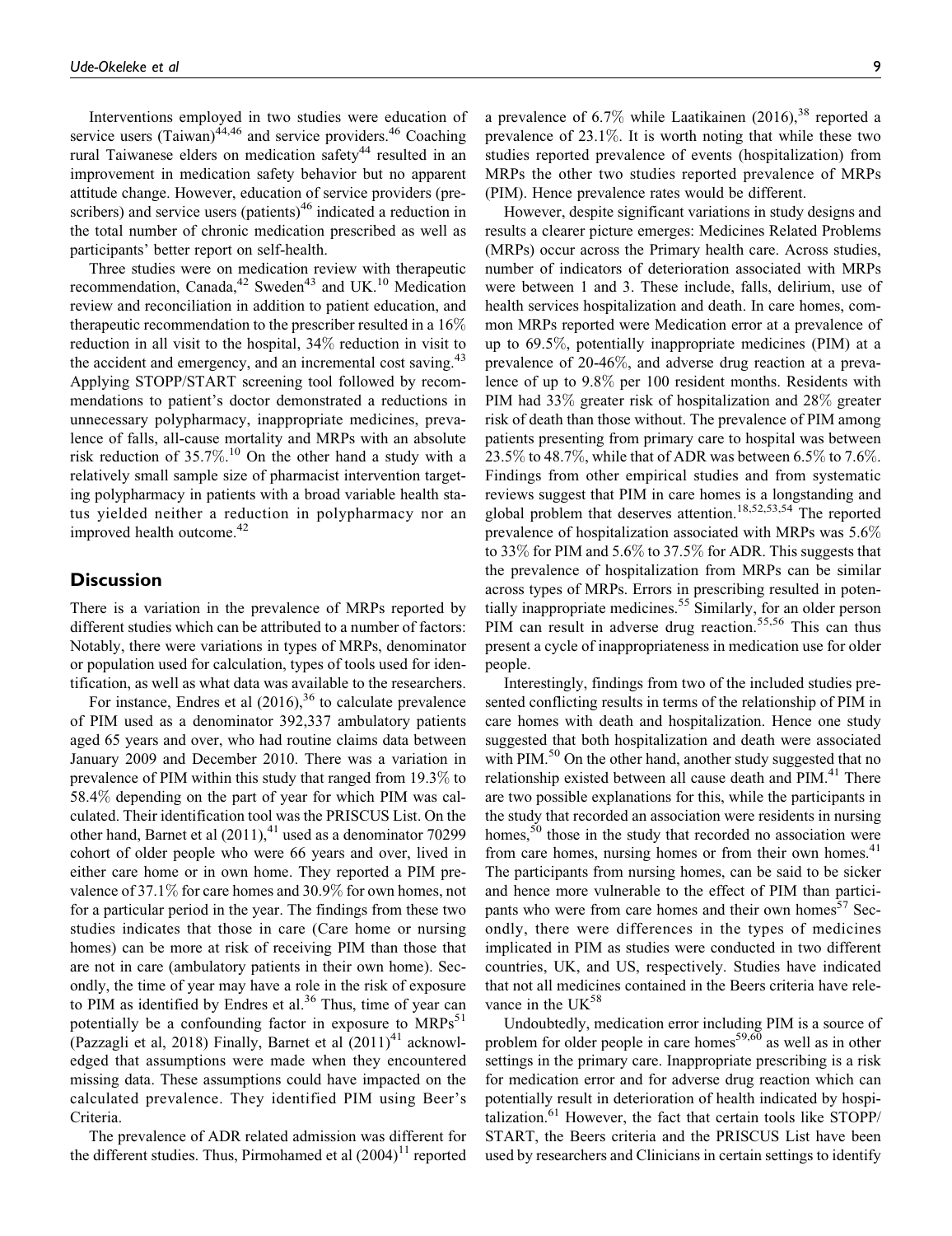Interventions employed in two studies were education of service users (Taiwan)[44,46] and service providers.[46] Coaching rural Taiwanese elders on medication safety[44] resulted in an improvement in medication safety behavior but no apparent attitude change. However, education of service providers (prescribers) and service users (patients)[46] indicated a reduction in the total number of chronic medication prescribed as well as participants' better report on self-health.

Three studies were on medication review with therapeutic recommendation, Canada,[42] Sweden[43] and UK.[10] Medication review and reconciliation in addition to patient education, and therapeutic recommendation to the prescriber resulted in a 16% reduction in all visit to the hospital, 34% reduction in visit to the accident and emergency, and an incremental cost saving.[43] Applying STOPP/START screening tool followed by recommendations to patient's doctor demonstrated a reductions in unnecessary polypharmacy, inappropriate medicines, prevalence of falls, all-cause mortality and MRPs with an absolute risk reduction of 35.7%.[10] On the other hand a study with a relatively small sample size of pharmacist intervention targeting polypharmacy in patients with a broad variable health status yielded neither a reduction in polypharmacy nor an improved health outcome.[42]

## Discussion

There is a variation in the prevalence of MRPs reported by different studies which can be attributed to a number of factors: Notably, there were variations in types of MRPs, denominator or population used for calculation, types of tools used for identification, as well as what data was available to the researchers.

For instance, Endres et al (2016),[36] to calculate prevalence of PIM used as a denominator 392,337 ambulatory patients aged 65 years and over, who had routine claims data between January 2009 and December 2010. There was a variation in prevalence of PIM within this study that ranged from 19.3% to 58.4% depending on the part of year for which PIM was calculated. Their identification tool was the PRISCUS List. On the other hand, Barnet et al (2011),[41] used as a denominator 70299 cohort of older people who were 66 years and over, lived in either care home or in own home. They reported a PIM prevalence of 37.1% for care homes and 30.9% for own homes, not for a particular period in the year. The findings from these two studies indicates that those in care (Care home or nursing homes) can be more at risk of receiving PIM than those that are not in care (ambulatory patients in their own home). Secondly, the time of year may have a role in the risk of exposure to PIM as identified by Endres et al.[36] Thus, time of year can potentially be a confounding factor in exposure to MRPs[51] (Pazzagli et al, 2018) Finally, Barnet et al (2011)[41] acknowledged that assumptions were made when they encountered missing data. These assumptions could have impacted on the calculated prevalence. They identified PIM using Beer's Criteria.

The prevalence of ADR related admission was different for the different studies. Thus, Pirmohamed et al (2004)[11] reported a prevalence of 6.7% while Laatikainen (2016),[38] reported a prevalence of 23.1%. It is worth noting that while these two studies reported prevalence of events (hospitalization) from MRPs the other two studies reported prevalence of MRPs (PIM). Hence prevalence rates would be different.

However, despite significant variations in study designs and results a clearer picture emerges: Medicines Related Problems (MRPs) occur across the Primary health care. Across studies, number of indicators of deterioration associated with MRPs were between 1 and 3. These include, falls, delirium, use of health services hospitalization and death. In care homes, common MRPs reported were Medication error at a prevalence of up to 69.5%, potentially inappropriate medicines (PIM) at a prevalence of 20-46%, and adverse drug reaction at a prevalence of up to 9.8% per 100 resident months. Residents with PIM had 33% greater risk of hospitalization and 28% greater risk of death than those without. The prevalence of PIM among patients presenting from primary care to hospital was between 23.5% to 48.7%, while that of ADR was between 6.5% to 7.6%. Findings from other empirical studies and from systematic reviews suggest that PIM in care homes is a longstanding and global problem that deserves attention.[18,52,53,54] The reported prevalence of hospitalization associated with MRPs was 5.6% to 33% for PIM and 5.6% to 37.5% for ADR. This suggests that the prevalence of hospitalization from MRPs can be similar across types of MRPs. Errors in prescribing resulted in potentially inappropriate medicines.[55] Similarly, for an older person PIM can result in adverse drug reaction.[55,56] This can thus present a cycle of inappropriateness in medication use for older people.

Interestingly, findings from two of the included studies presented conflicting results in terms of the relationship of PIM in care homes with death and hospitalization. Hence one study suggested that both hospitalization and death were associated with PIM.[50] On the other hand, another study suggested that no relationship existed between all cause death and PIM.[41] There are two possible explanations for this, while the participants in the study that recorded an association were residents in nursing homes,[50] those in the study that recorded no association were from care homes, nursing homes or from their own homes.[41] The participants from nursing homes, can be said to be sicker and hence more vulnerable to the effect of PIM than participants who were from care homes and their own homes[57] Secondly, there were differences in the types of medicines implicated in PIM as studies were conducted in two different countries, UK, and US, respectively. Studies have indicated that not all medicines contained in the Beers criteria have relevance in the UK[58]

Undoubtedly, medication error including PIM is a source of problem for older people in care homes[59,60] as well as in other settings in the primary care. Inappropriate prescribing is a risk for medication error and for adverse drug reaction which can potentially result in deterioration of health indicated by hospitalization.[61] However, the fact that certain tools like STOPP/START, the Beers criteria and the PRISCUS List have been used by researchers and Clinicians in certain settings to identify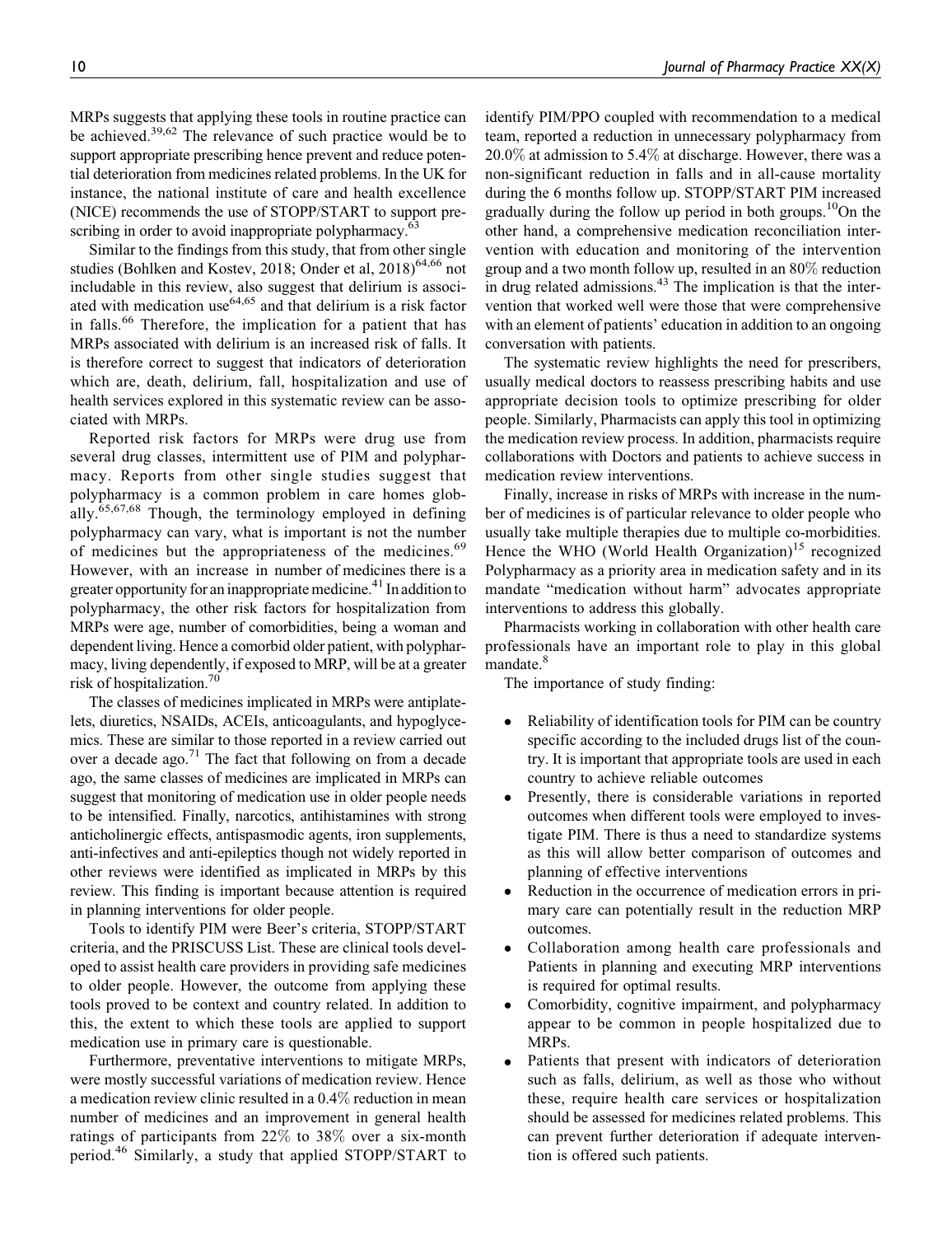MRPs suggests that applying these tools in routine practice can be achieved.[39,62] The relevance of such practice would be to support appropriate prescribing hence prevent and reduce potential deterioration from medicines related problems. In the UK for instance, the national institute of care and health excellence (NICE) recommends the use of STOPP/START to support prescribing in order to avoid inappropriate polypharmacy.[63]

Similar to the findings from this study, that from other single studies (Bohlken and Kostev, 2018; Onder et al, 2018)[64,66] not includable in this review, also suggest that delirium is associated with medication use[64,65] and that delirium is a risk factor in falls.[66] Therefore, the implication for a patient that has MRPs associated with delirium is an increased risk of falls. It is therefore correct to suggest that indicators of deterioration which are, death, delirium, fall, hospitalization and use of health services explored in this systematic review can be associated with MRPs.

Reported risk factors for MRPs were drug use from several drug classes, intermittent use of PIM and polypharmacy. Reports from other single studies suggest that polypharmacy is a common problem in care homes globally.[65,67,68] Though, the terminology employed in defining polypharmacy can vary, what is important is not the number of medicines but the appropriateness of the medicines.[69] However, with an increase in number of medicines there is a greater opportunity for an inappropriate medicine.[41] In addition to polypharmacy, the other risk factors for hospitalization from MRPs were age, number of comorbidities, being a woman and dependent living. Hence a comorbid older patient, with polypharmacy, living dependently, if exposed to MRP, will be at a greater risk of hospitalization.[70]

The classes of medicines implicated in MRPs were antiplatelets, diuretics, NSAIDs, ACEIs, anticoagulants, and hypoglycemics. These are similar to those reported in a review carried out over a decade ago.[71] The fact that following on from a decade ago, the same classes of medicines are implicated in MRPs can suggest that monitoring of medication use in older people needs to be intensified. Finally, narcotics, antihistamines with strong anticholinergic effects, antispasmodic agents, iron supplements, anti-infectives and anti-epileptics though not widely reported in other reviews were identified as implicated in MRPs by this review. This finding is important because attention is required in planning interventions for older people.

Tools to identify PIM were Beer's criteria, STOPP/START criteria, and the PRISCUSS List. These are clinical tools developed to assist health care providers in providing safe medicines to older people. However, the outcome from applying these tools proved to be context and country related. In addition to this, the extent to which these tools are applied to support medication use in primary care is questionable.

Furthermore, preventative interventions to mitigate MRPs, were mostly successful variations of medication review. Hence a medication review clinic resulted in a 0.4% reduction in mean number of medicines and an improvement in general health ratings of participants from 22% to 38% over a six-month period.[46] Similarly, a study that applied STOPP/START to identify PIM/PPO coupled with recommendation to a medical team, reported a reduction in unnecessary polypharmacy from 20.0% at admission to 5.4% at discharge. However, there was a non-significant reduction in falls and in all-cause mortality during the 6 months follow up. STOPP/START PIM increased gradually during the follow up period in both groups.[10] On the other hand, a comprehensive medication reconciliation intervention with education and monitoring of the intervention group and a two month follow up, resulted in an 80% reduction in drug related admissions.[43] The implication is that the intervention that worked well were those that were comprehensive with an element of patients' education in addition to an ongoing conversation with patients.

The systematic review highlights the need for prescribers, usually medical doctors to reassess prescribing habits and use appropriate decision tools to optimize prescribing for older people. Similarly, Pharmacists can apply this tool in optimizing the medication review process. In addition, pharmacists require collaborations with Doctors and patients to achieve success in medication review interventions.

Finally, increase in risks of MRPs with increase in the number of medicines is of particular relevance to older people who usually take multiple therapies due to multiple co-morbidities. Hence the WHO (World Health Organization)[15] recognized Polypharmacy as a priority area in medication safety and in its mandate "medication without harm" advocates appropriate interventions to address this globally.

Pharmacists working in collaboration with other health care professionals have an important role to play in this global mandate.[8]

The importance of study finding:

- Reliability of identification tools for PIM can be country specific according to the included drugs list of the country. It is important that appropriate tools are used in each country to achieve reliable outcomes
- Presently, there is considerable variations in reported outcomes when different tools were employed to investigate PIM. There is thus a need to standardize systems as this will allow better comparison of outcomes and planning of effective interventions
- Reduction in the occurrence of medication errors in primary care can potentially result in the reduction MRP outcomes.
- Collaboration among health care professionals and Patients in planning and executing MRP interventions is required for optimal results.
- Comorbidity, cognitive impairment, and polypharmacy appear to be common in people hospitalized due to MRPs.
- Patients that present with indicators of deterioration such as falls, delirium, as well as those who without these, require health care services or hospitalization should be assessed for medicines related problems. This can prevent further deterioration if adequate intervention is offered such patients.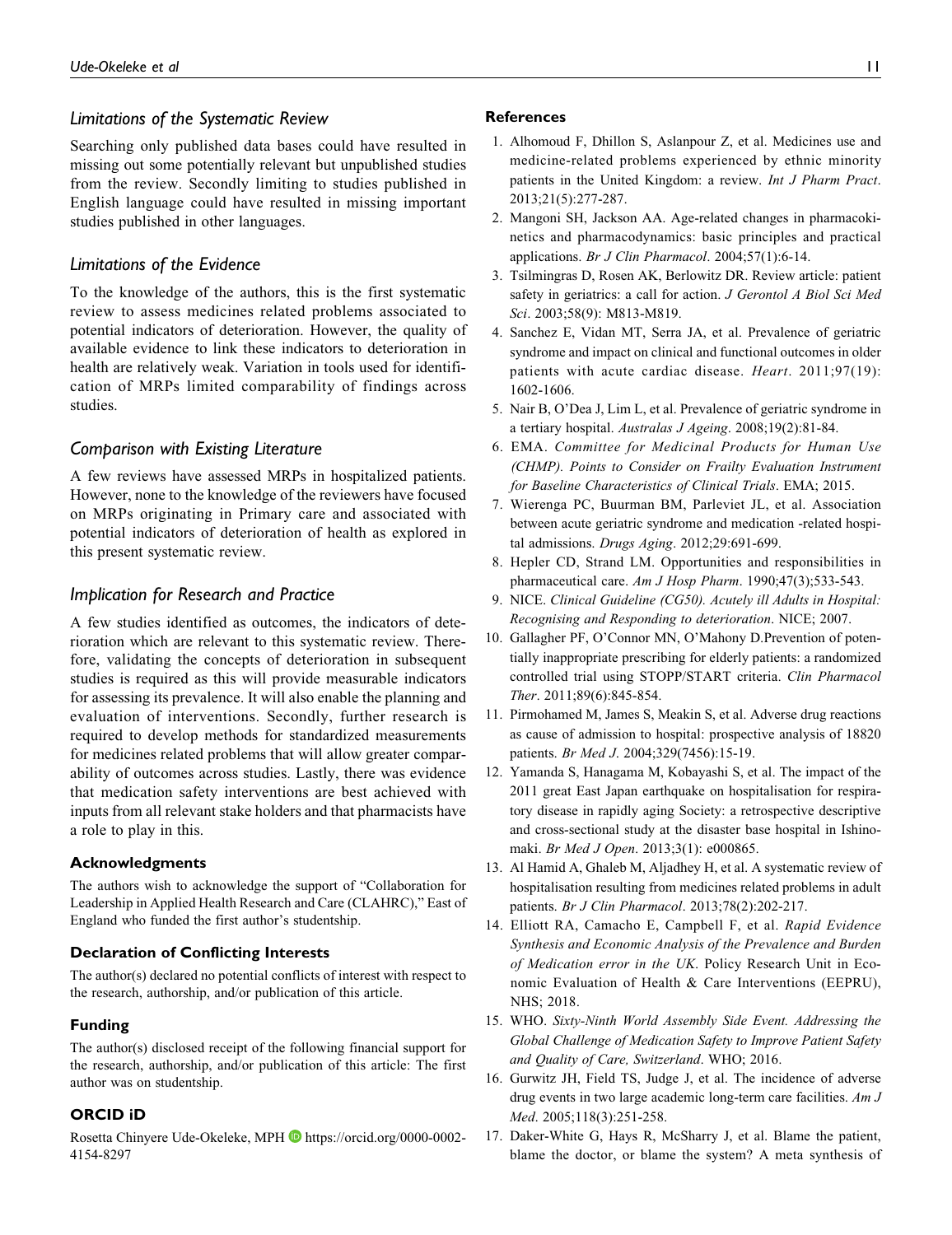### Limitations of the Systematic Review

Searching only published data bases could have resulted in missing out some potentially relevant but unpublished studies from the review. Secondly limiting to studies published in English language could have resulted in missing important studies published in other languages.

### Limitations of the Evidence

To the knowledge of the authors, this is the first systematic review to assess medicines related problems associated to potential indicators of deterioration. However, the quality of available evidence to link these indicators to deterioration in health are relatively weak. Variation in tools used for identification of MRPs limited comparability of findings across studies.

### Comparison with Existing Literature

A few reviews have assessed MRPs in hospitalized patients. However, none to the knowledge of the reviewers have focused on MRPs originating in Primary care and associated with potential indicators of deterioration of health as explored in this present systematic review.

### Implication for Research and Practice

A few studies identified as outcomes, the indicators of deterioration which are relevant to this systematic review. Therefore, validating the concepts of deterioration in subsequent studies is required as this will provide measurable indicators for assessing its prevalence. It will also enable the planning and evaluation of interventions. Secondly, further research is required to develop methods for standardized measurements for medicines related problems that will allow greater comparability of outcomes across studies. Lastly, there was evidence that medication safety interventions are best achieved with inputs from all relevant stake holders and that pharmacists have a role to play in this.

#### Acknowledgments

The authors wish to acknowledge the support of "Collaboration for Leadership in Applied Health Research and Care (CLAHRC)," East of England who funded the first author's studentship.

#### Declaration of Conflicting Interests

The author(s) declared no potential conflicts of interest with respect to the research, authorship, and/or publication of this article.

#### Funding

The author(s) disclosed receipt of the following financial support for the research, authorship, and/or publication of this article: The first author was on studentship.

#### ORCID iD

Rosetta Chinyere Ude-Okeleke, MPH https://orcid.org/0000-0002-4154-8297

#### References

1. Alhomoud F, Dhillon S, Aslanpour Z, et al. Medicines use and medicine-related problems experienced by ethnic minority patients in the United Kingdom: a review. *Int J Pharm Pract*. 2013;21(5):277-287.
2. Mangoni SH, Jackson AA. Age-related changes in pharmacokinetics and pharmacodynamics: basic principles and practical applications. *Br J Clin Pharmacol*. 2004;57(1):6-14.
3. Tsilmingras D, Rosen AK, Berlowitz DR. Review article: patient safety in geriatrics: a call for action. *J Gerontol A Biol Sci Med Sci*. 2003;58(9): M813-M819.
4. Sanchez E, Vidan MT, Serra JA, et al. Prevalence of geriatric syndrome and impact on clinical and functional outcomes in older patients with acute cardiac disease. *Heart*. 2011;97(19): 1602-1606.
5. Nair B, O'Dea J, Lim L, et al. Prevalence of geriatric syndrome in a tertiary hospital. *Australas J Ageing*. 2008;19(2):81-84.
6. EMA. *Committee for Medicinal Products for Human Use (CHMP). Points to Consider on Frailty Evaluation Instrument for Baseline Characteristics of Clinical Trials*. EMA; 2015.
7. Wierenga PC, Buurman BM, Parleviet JL, et al. Association between acute geriatric syndrome and medication -related hospital admissions. *Drugs Aging*. 2012;29:691-699.
8. Hepler CD, Strand LM. Opportunities and responsibilities in pharmaceutical care. *Am J Hosp Pharm*. 1990;47(3);533-543.
9. NICE. *Clinical Guideline (CG50). Acutely ill Adults in Hospital: Recognising and Responding to deterioration*. NICE; 2007.
10. Gallagher PF, O'Connor MN, O'Mahony D.Prevention of potentially inappropriate prescribing for elderly patients: a randomized controlled trial using STOPP/START criteria. *Clin Pharmacol Ther*. 2011;89(6):845-854.
11. Pirmohamed M, James S, Meakin S, et al. Adverse drug reactions as cause of admission to hospital: prospective analysis of 18820 patients. *Br Med J*. 2004;329(7456):15-19.
12. Yamanda S, Hanagama M, Kobayashi S, et al. The impact of the 2011 great East Japan earthquake on hospitalisation for respiratory disease in rapidly aging Society: a retrospective descriptive and cross-sectional study at the disaster base hospital in Ishinomaki. *Br Med J Open*. 2013;3(1): e000865.
13. Al Hamid A, Ghaleb M, Aljadhey H, et al. A systematic review of hospitalisation resulting from medicines related problems in adult patients. *Br J Clin Pharmacol*. 2013;78(2):202-217.
14. Elliott RA, Camacho E, Campbell F, et al. *Rapid Evidence Synthesis and Economic Analysis of the Prevalence and Burden of Medication error in the UK*. Policy Research Unit in Economic Evaluation of Health & Care Interventions (EEPRU), NHS; 2018.
15. WHO. *Sixty-Ninth World Assembly Side Event. Addressing the Global Challenge of Medication Safety to Improve Patient Safety and Quality of Care, Switzerland*. WHO; 2016.
16. Gurwitz JH, Field TS, Judge J, et al. The incidence of adverse drug events in two large academic long-term care facilities. *Am J Med*. 2005;118(3):251-258.
17. Daker-White G, Hays R, McSharry J, et al. Blame the patient, blame the doctor, or blame the system? A meta synthesis of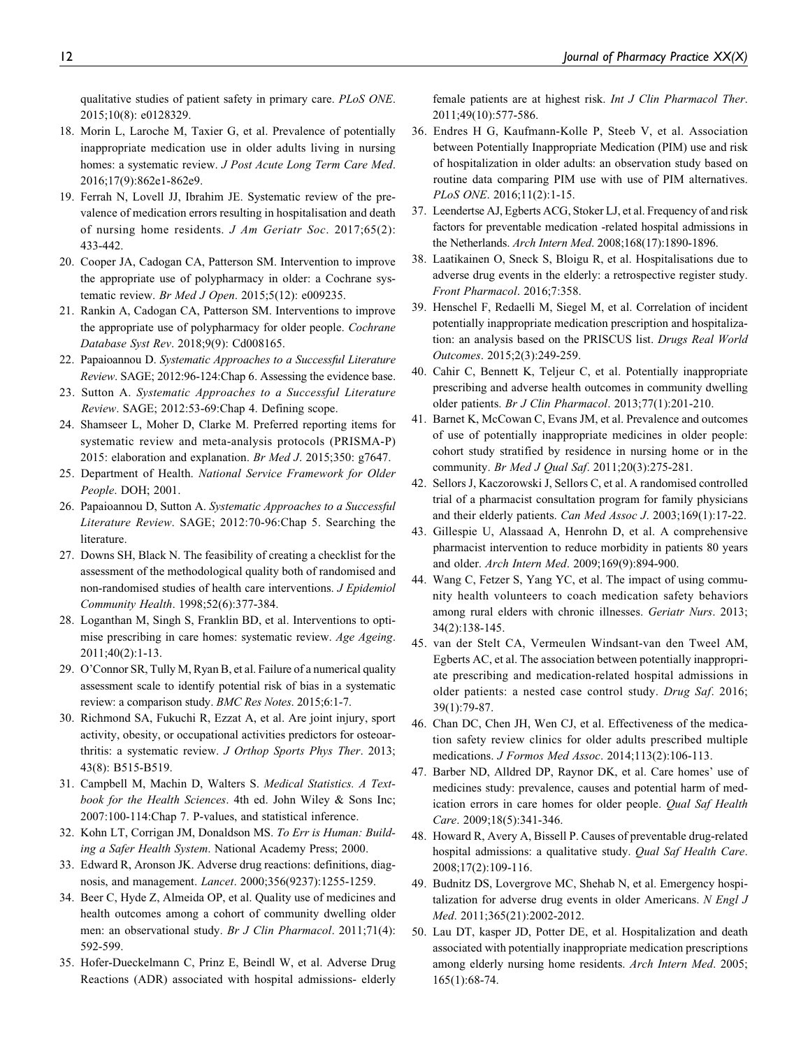qualitative studies of patient safety in primary care. *PLoS ONE*. 2015;10(8): e0128329.

18. Morin L, Laroche M, Taxier G, et al. Prevalence of potentially inappropriate medication use in older adults living in nursing homes: a systematic review. *J Post Acute Long Term Care Med*. 2016;17(9):862e1-862e9.
19. Ferrah N, Lovell JJ, Ibrahim JE. Systematic review of the prevalence of medication errors resulting in hospitalisation and death of nursing home residents. *J Am Geriatr Soc*. 2017;65(2): 433-442.
20. Cooper JA, Cadogan CA, Patterson SM. Intervention to improve the appropriate use of polypharmacy in older: a Cochrane systematic review. *Br Med J Open*. 2015;5(12): e009235.
21. Rankin A, Cadogan CA, Patterson SM. Interventions to improve the appropriate use of polypharmacy for older people. *Cochrane Database Syst Rev*. 2018;9(9): Cd008165.
22. Papaioannou D. *Systematic Approaches to a Successful Literature Review*. SAGE; 2012:96-124:Chap 6. Assessing the evidence base.
23. Sutton A. *Systematic Approaches to a Successful Literature Review*. SAGE; 2012:53-69:Chap 4. Defining scope.
24. Shamseer L, Moher D, Clarke M. Preferred reporting items for systematic review and meta-analysis protocols (PRISMA-P) 2015: elaboration and explanation. *Br Med J*. 2015;350: g7647.
25. Department of Health. *National Service Framework for Older People*. DOH; 2001.
26. Papaioannou D, Sutton A. *Systematic Approaches to a Successful Literature Review*. SAGE; 2012:70-96:Chap 5. Searching the literature.
27. Downs SH, Black N. The feasibility of creating a checklist for the assessment of the methodological quality both of randomised and non-randomised studies of health care interventions. *J Epidemiol Community Health*. 1998;52(6):377-384.
28. Loganthan M, Singh S, Franklin BD, et al. Interventions to optimise prescribing in care homes: systematic review. *Age Ageing*. 2011;40(2):1-13.
29. O'Connor SR, Tully M, Ryan B, et al. Failure of a numerical quality assessment scale to identify potential risk of bias in a systematic review: a comparison study. *BMC Res Notes*. 2015;6:1-7.
30. Richmond SA, Fukuchi R, Ezzat A, et al. Are joint injury, sport activity, obesity, or occupational activities predictors for osteoarthritis: a systematic review. *J Orthop Sports Phys Ther*. 2013; 43(8): B515-B519.
31. Campbell M, Machin D, Walters S. *Medical Statistics. A Textbook for the Health Sciences*. 4th ed. John Wiley & Sons Inc; 2007:100-114:Chap 7. P-values, and statistical inference.
32. Kohn LT, Corrigan JM, Donaldson MS. *To Err is Human: Building a Safer Health System*. National Academy Press; 2000.
33. Edward R, Aronson JK. Adverse drug reactions: definitions, diagnosis, and management. *Lancet*. 2000;356(9237):1255-1259.
34. Beer C, Hyde Z, Almeida OP, et al. Quality use of medicines and health outcomes among a cohort of community dwelling older men: an observational study. *Br J Clin Pharmacol*. 2011;71(4): 592-599.
35. Hofer-Dueckelmann C, Prinz E, Beindl W, et al. Adverse Drug Reactions (ADR) associated with hospital admissions- elderly female patients are at highest risk. *Int J Clin Pharmacol Ther*. 2011;49(10):577-586.
36. Endres H G, Kaufmann-Kolle P, Steeb V, et al. Association between Potentially Inappropriate Medication (PIM) use and risk of hospitalization in older adults: an observation study based on routine data comparing PIM use with use of PIM alternatives. *PLoS ONE*. 2016;11(2):1-15.
37. Leendertse AJ, Egberts ACG, Stoker LJ, et al. Frequency of and risk factors for preventable medication -related hospital admissions in the Netherlands. *Arch Intern Med*. 2008;168(17):1890-1896.
38. Laatikainen O, Sneck S, Bloigu R, et al. Hospitalisations due to adverse drug events in the elderly: a retrospective register study. *Front Pharmacol*. 2016;7:358.
39. Henschel F, Redaelli M, Siegel M, et al. Correlation of incident potentially inappropriate medication prescription and hospitalization: an analysis based on the PRISCUS list. *Drugs Real World Outcomes*. 2015;2(3):249-259.
40. Cahir C, Bennett K, Teljeur C, et al. Potentially inappropriate prescribing and adverse health outcomes in community dwelling older patients. *Br J Clin Pharmacol*. 2013;77(1):201-210.
41. Barnet K, McCowan C, Evans JM, et al. Prevalence and outcomes of use of potentially inappropriate medicines in older people: cohort study stratified by residence in nursing home or in the community. *Br Med J Qual Saf*. 2011;20(3):275-281.
42. Sellors J, Kaczorowski J, Sellors C, et al. A randomised controlled trial of a pharmacist consultation program for family physicians and their elderly patients. *Can Med Assoc J*. 2003;169(1):17-22.
43. Gillespie U, Alassaad A, Henrohn D, et al. A comprehensive pharmacist intervention to reduce morbidity in patients 80 years and older. *Arch Intern Med*. 2009;169(9):894-900.
44. Wang C, Fetzer S, Yang YC, et al. The impact of using community health volunteers to coach medication safety behaviors among rural elders with chronic illnesses. *Geriatr Nurs*. 2013; 34(2):138-145.
45. van der Stelt CA, Vermeulen Windsant-van den Tweel AM, Egberts AC, et al. The association between potentially inappropriate prescribing and medication-related hospital admissions in older patients: a nested case control study. *Drug Saf*. 2016; 39(1):79-87.
46. Chan DC, Chen JH, Wen CJ, et al. Effectiveness of the medication safety review clinics for older adults prescribed multiple medications. *J Formos Med Assoc*. 2014;113(2):106-113.
47. Barber ND, Alldred DP, Raynor DK, et al. Care homes' use of medicines study: prevalence, causes and potential harm of medication errors in care homes for older people. *Qual Saf Health Care*. 2009;18(5):341-346.
48. Howard R, Avery A, Bissell P. Causes of preventable drug-related hospital admissions: a qualitative study. *Qual Saf Health Care*. 2008;17(2):109-116.
49. Budnitz DS, Lovergrove MC, Shehab N, et al. Emergency hospitalization for adverse drug events in older Americans. *N Engl J Med*. 2011;365(21):2002-2012.
50. Lau DT, kasper JD, Potter DE, et al. Hospitalization and death associated with potentially inappropriate medication prescriptions among elderly nursing home residents. *Arch Intern Med*. 2005; 165(1):68-74.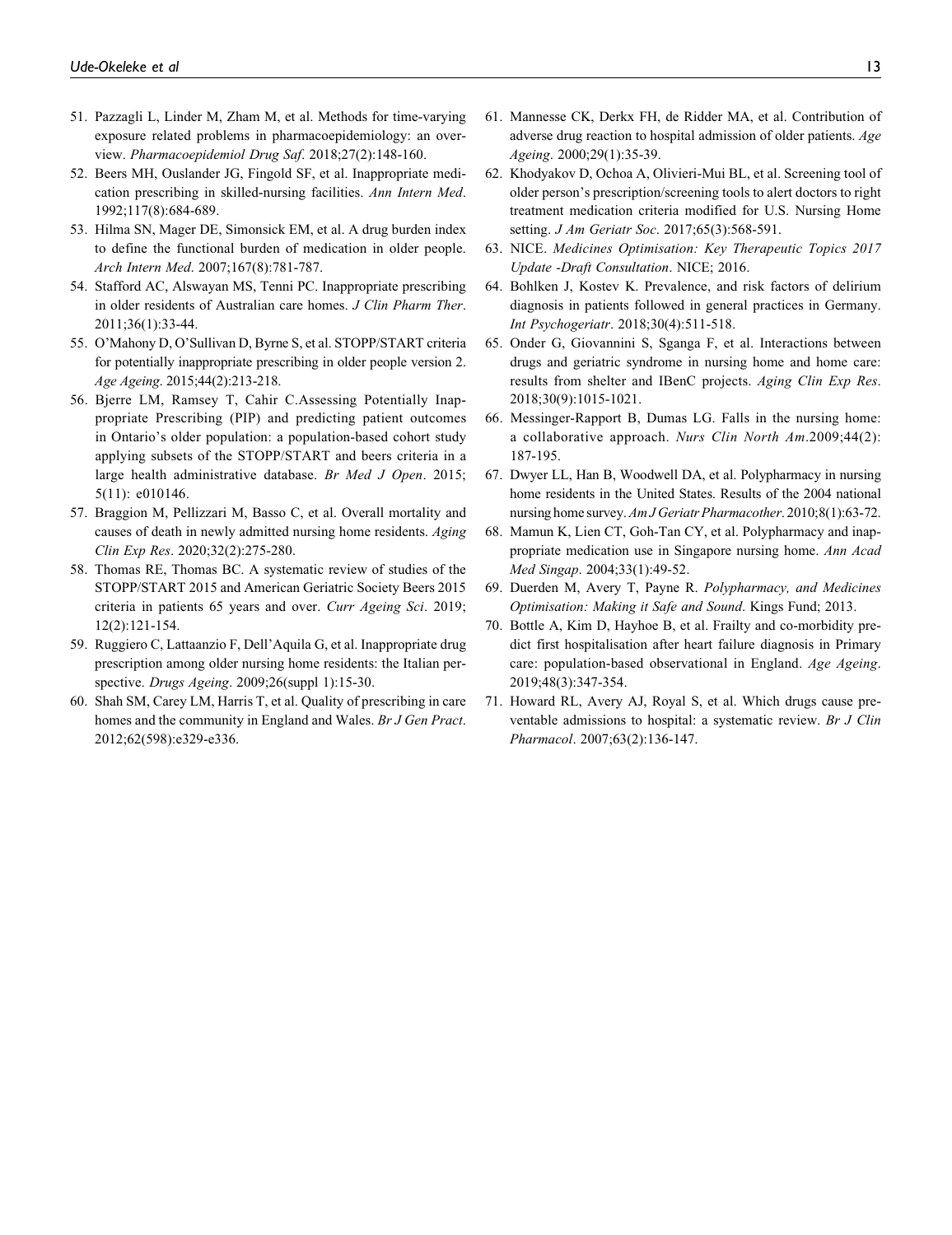51. Pazzagli L, Linder M, Zham M, et al. Methods for time-varying exposure related problems in pharmacoepidemiology: an overview. *Pharmacoepidemiol Drug Saf*. 2018;27(2):148-160.
52. Beers MH, Ouslander JG, Fingold SF, et al. Inappropriate medication prescribing in skilled-nursing facilities. *Ann Intern Med*. 1992;117(8):684-689.
53. Hilma SN, Mager DE, Simonsick EM, et al. A drug burden index to define the functional burden of medication in older people. *Arch Intern Med*. 2007;167(8):781-787.
54. Stafford AC, Alswayan MS, Tenni PC. Inappropriate prescribing in older residents of Australian care homes. *J Clin Pharm Ther*. 2011;36(1):33-44.
55. O'Mahony D, O'Sullivan D, Byrne S, et al. STOPP/START criteria for potentially inappropriate prescribing in older people version 2. *Age Ageing*. 2015;44(2):213-218.
56. Bjerre LM, Ramsey T, Cahir C.Assessing Potentially Inappropriate Prescribing (PIP) and predicting patient outcomes in Ontario's older population: a population-based cohort study applying subsets of the STOPP/START and beers criteria in a large health administrative database. *Br Med J Open*. 2015; 5(11): e010146.
57. Braggion M, Pellizzari M, Basso C, et al. Overall mortality and causes of death in newly admitted nursing home residents. *Aging Clin Exp Res*. 2020;32(2):275-280.
58. Thomas RE, Thomas BC. A systematic review of studies of the STOPP/START 2015 and American Geriatric Society Beers 2015 criteria in patients 65 years and over. *Curr Ageing Sci*. 2019; 12(2):121-154.
59. Ruggiero C, Lattaanzio F, Dell'Aquila G, et al. Inappropriate drug prescription among older nursing home residents: the Italian perspective. *Drugs Ageing*. 2009;26(suppl 1):15-30.
60. Shah SM, Carey LM, Harris T, et al. Quality of prescribing in care homes and the community in England and Wales. *Br J Gen Pract*. 2012;62(598):e329-e336.
61. Mannesse CK, Derkx FH, de Ridder MA, et al. Contribution of adverse drug reaction to hospital admission of older patients. *Age Ageing*. 2000;29(1):35-39.
62. Khodyakov D, Ochoa A, Olivieri-Mui BL, et al. Screening tool of older person's prescription/screening tools to alert doctors to right treatment medication criteria modified for U.S. Nursing Home setting. *J Am Geriatr Soc*. 2017;65(3):568-591.
63. NICE. *Medicines Optimisation: Key Therapeutic Topics 2017 Update -Draft Consultation*. NICE; 2016.
64. Bohlken J, Kostev K. Prevalence, and risk factors of delirium diagnosis in patients followed in general practices in Germany. *Int Psychogeriatr*. 2018;30(4):511-518.
65. Onder G, Giovannini S, Sganga F, et al. Interactions between drugs and geriatric syndrome in nursing home and home care: results from shelter and IBenC projects. *Aging Clin Exp Res*. 2018;30(9):1015-1021.
66. Messinger-Rapport B, Dumas LG. Falls in the nursing home: a collaborative approach. *Nurs Clin North Am*.2009;44(2): 187-195.
67. Dwyer LL, Han B, Woodwell DA, et al. Polypharmacy in nursing home residents in the United States. Results of the 2004 national nursing home survey. *Am J Geriatr Pharmacother*. 2010;8(1):63-72.
68. Mamun K, Lien CT, Goh-Tan CY, et al. Polypharmacy and inappropriate medication use in Singapore nursing home. *Ann Acad Med Singap*. 2004;33(1):49-52.
69. Duerden M, Avery T, Payne R. *Polypharmacy, and Medicines Optimisation: Making it Safe and Sound*. Kings Fund; 2013.
70. Bottle A, Kim D, Hayhoe B, et al. Frailty and co-morbidity predict first hospitalisation after heart failure diagnosis in Primary care: population-based observational in England. *Age Ageing*. 2019;48(3):347-354.
71. Howard RL, Avery AJ, Royal S, et al. Which drugs cause preventable admissions to hospital: a systematic review. *Br J Clin Pharmacol*. 2007;63(2):136-147.